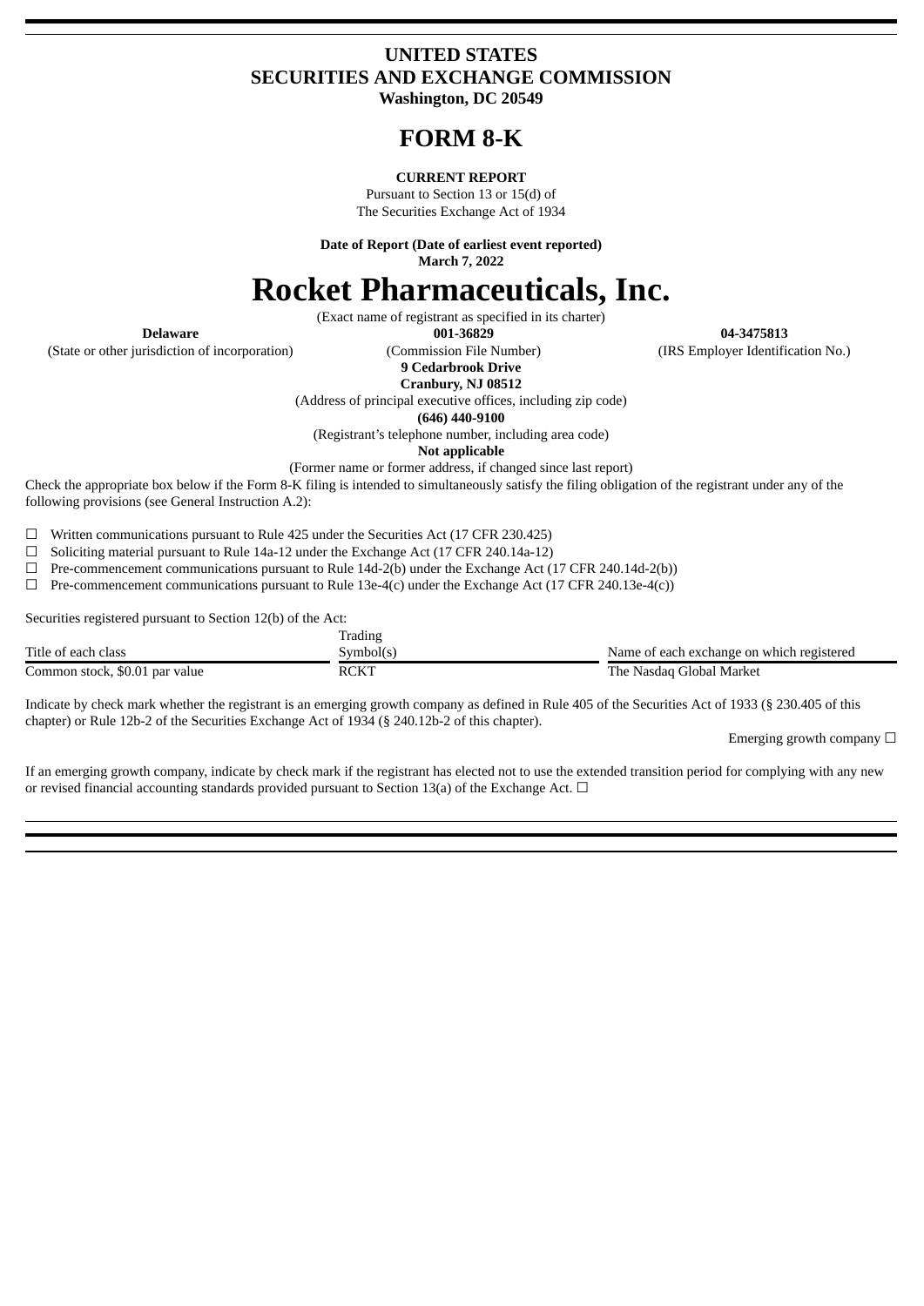# UNITED STATES
# SECURITIES AND EXCHANGE COMMISSION
**Washington, DC 20549**

# FORM 8-K

**CURRENT REPORT**

Pursuant to Section 13 or 15(d) of
The Securities Exchange Act of 1934

**Date of Report (Date of earliest event reported)**
**March 7, 2022**

# Rocket Pharmaceuticals, Inc.

(Exact name of registrant as specified in its charter)

| **Delaware** | **001-36829** | **04-3475813** |
|---|---|---|
| (State or other jurisdiction of incorporation) | (Commission File Number) | (IRS Employer Identification No.) |

**9 Cedarbrook Drive**
**Cranbury, NJ 08512**
(Address of principal executive offices, including zip code)

**(646) 440-9100**
(Registrant's telephone number, including area code)

**Not applicable**
(Former name or former address, if changed since last report)

Check the appropriate box below if the Form 8-K filing is intended to simultaneously satisfy the filing obligation of the registrant under any of the following provisions (see General Instruction A.2):

☐ Written communications pursuant to Rule 425 under the Securities Act (17 CFR 230.425)
☐ Soliciting material pursuant to Rule 14a-12 under the Exchange Act (17 CFR 240.14a-12)
☐ Pre-commencement communications pursuant to Rule 14d-2(b) under the Exchange Act (17 CFR 240.14d-2(b))
☐ Pre-commencement communications pursuant to Rule 13e-4(c) under the Exchange Act (17 CFR 240.13e-4(c))

Securities registered pursuant to Section 12(b) of the Act:

| Title of each class | Trading Symbol(s) | Name of each exchange on which registered |
|---|---|---|
| Common stock, $0.01 par value | RCKT | The Nasdaq Global Market |

Indicate by check mark whether the registrant is an emerging growth company as defined in Rule 405 of the Securities Act of 1933 (§ 230.405 of this chapter) or Rule 12b-2 of the Securities Exchange Act of 1934 (§ 240.12b-2 of this chapter).

Emerging growth company ☐

If an emerging growth company, indicate by check mark if the registrant has elected not to use the extended transition period for complying with any new or revised financial accounting standards provided pursuant to Section 13(a) of the Exchange Act. ☐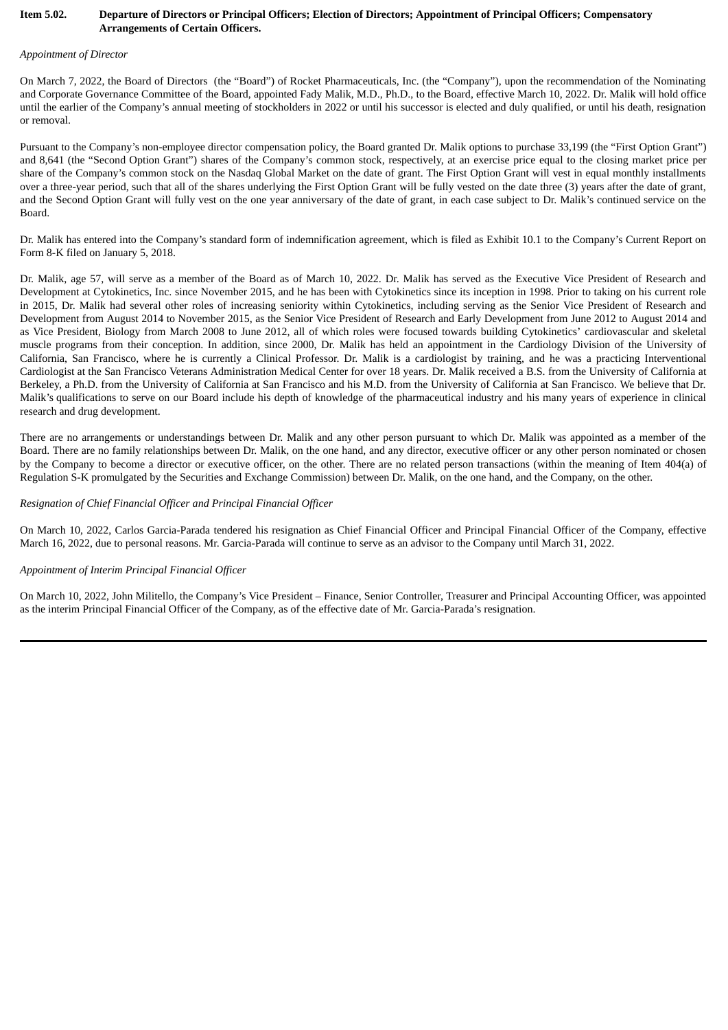**Item 5.02. Departure of Directors or Principal Officers; Election of Directors; Appointment of Principal Officers; Compensatory Arrangements of Certain Officers.**

*Appointment of Director*

On March 7, 2022, the Board of Directors (the "Board") of Rocket Pharmaceuticals, Inc. (the "Company"), upon the recommendation of the Nominating and Corporate Governance Committee of the Board, appointed Fady Malik, M.D., Ph.D., to the Board, effective March 10, 2022. Dr. Malik will hold office until the earlier of the Company's annual meeting of stockholders in 2022 or until his successor is elected and duly qualified, or until his death, resignation or removal.

Pursuant to the Company's non-employee director compensation policy, the Board granted Dr. Malik options to purchase 33,199 (the "First Option Grant") and 8,641 (the "Second Option Grant") shares of the Company's common stock, respectively, at an exercise price equal to the closing market price per share of the Company's common stock on the Nasdaq Global Market on the date of grant. The First Option Grant will vest in equal monthly installments over a three-year period, such that all of the shares underlying the First Option Grant will be fully vested on the date three (3) years after the date of grant, and the Second Option Grant will fully vest on the one year anniversary of the date of grant, in each case subject to Dr. Malik's continued service on the Board.

Dr. Malik has entered into the Company's standard form of indemnification agreement, which is filed as Exhibit 10.1 to the Company's Current Report on Form 8-K filed on January 5, 2018.

Dr. Malik, age 57, will serve as a member of the Board as of March 10, 2022. Dr. Malik has served as the Executive Vice President of Research and Development at Cytokinetics, Inc. since November 2015, and he has been with Cytokinetics since its inception in 1998. Prior to taking on his current role in 2015, Dr. Malik had several other roles of increasing seniority within Cytokinetics, including serving as the Senior Vice President of Research and Development from August 2014 to November 2015, as the Senior Vice President of Research and Early Development from June 2012 to August 2014 and as Vice President, Biology from March 2008 to June 2012, all of which roles were focused towards building Cytokinetics' cardiovascular and skeletal muscle programs from their conception. In addition, since 2000, Dr. Malik has held an appointment in the Cardiology Division of the University of California, San Francisco, where he is currently a Clinical Professor. Dr. Malik is a cardiologist by training, and he was a practicing Interventional Cardiologist at the San Francisco Veterans Administration Medical Center for over 18 years. Dr. Malik received a B.S. from the University of California at Berkeley, a Ph.D. from the University of California at San Francisco and his M.D. from the University of California at San Francisco. We believe that Dr. Malik's qualifications to serve on our Board include his depth of knowledge of the pharmaceutical industry and his many years of experience in clinical research and drug development.

There are no arrangements or understandings between Dr. Malik and any other person pursuant to which Dr. Malik was appointed as a member of the Board. There are no family relationships between Dr. Malik, on the one hand, and any director, executive officer or any other person nominated or chosen by the Company to become a director or executive officer, on the other. There are no related person transactions (within the meaning of Item 404(a) of Regulation S-K promulgated by the Securities and Exchange Commission) between Dr. Malik, on the one hand, and the Company, on the other.

*Resignation of Chief Financial Officer and Principal Financial Officer*

On March 10, 2022, Carlos Garcia-Parada tendered his resignation as Chief Financial Officer and Principal Financial Officer of the Company, effective March 16, 2022, due to personal reasons. Mr. Garcia-Parada will continue to serve as an advisor to the Company until March 31, 2022.

*Appointment of Interim Principal Financial Officer*

On March 10, 2022, John Militello, the Company's Vice President – Finance, Senior Controller, Treasurer and Principal Accounting Officer, was appointed as the interim Principal Financial Officer of the Company, as of the effective date of Mr. Garcia-Parada's resignation.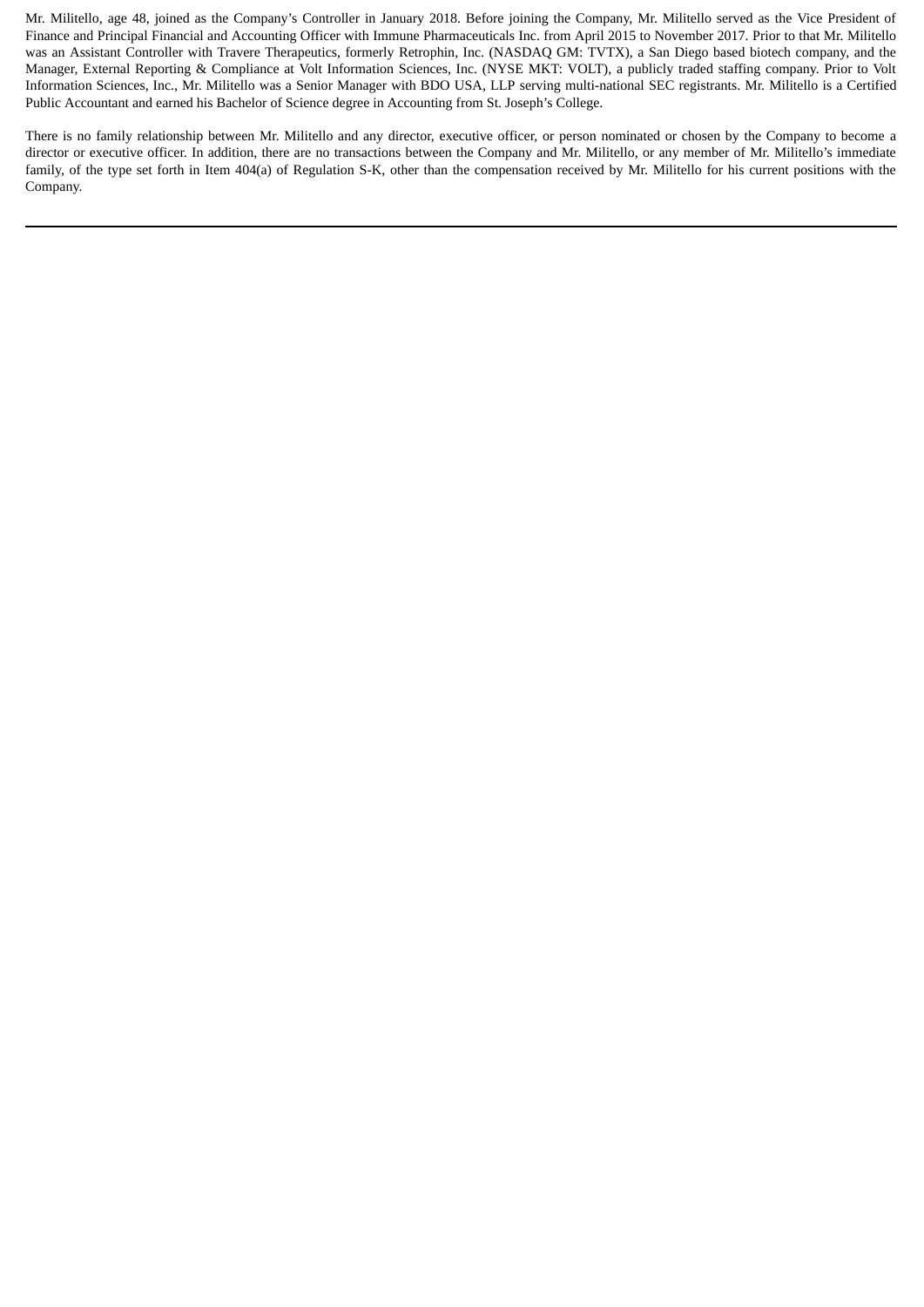Mr. Militello, age 48, joined as the Company's Controller in January 2018. Before joining the Company, Mr. Militello served as the Vice President of Finance and Principal Financial and Accounting Officer with Immune Pharmaceuticals Inc. from April 2015 to November 2017. Prior to that Mr. Militello was an Assistant Controller with Travere Therapeutics, formerly Retrophin, Inc. (NASDAQ GM: TVTX), a San Diego based biotech company, and the Manager, External Reporting & Compliance at Volt Information Sciences, Inc. (NYSE MKT: VOLT), a publicly traded staffing company. Prior to Volt Information Sciences, Inc., Mr. Militello was a Senior Manager with BDO USA, LLP serving multi-national SEC registrants. Mr. Militello is a Certified Public Accountant and earned his Bachelor of Science degree in Accounting from St. Joseph's College.

There is no family relationship between Mr. Militello and any director, executive officer, or person nominated or chosen by the Company to become a director or executive officer. In addition, there are no transactions between the Company and Mr. Militello, or any member of Mr. Militello's immediate family, of the type set forth in Item 404(a) of Regulation S-K, other than the compensation received by Mr. Militello for his current positions with the Company.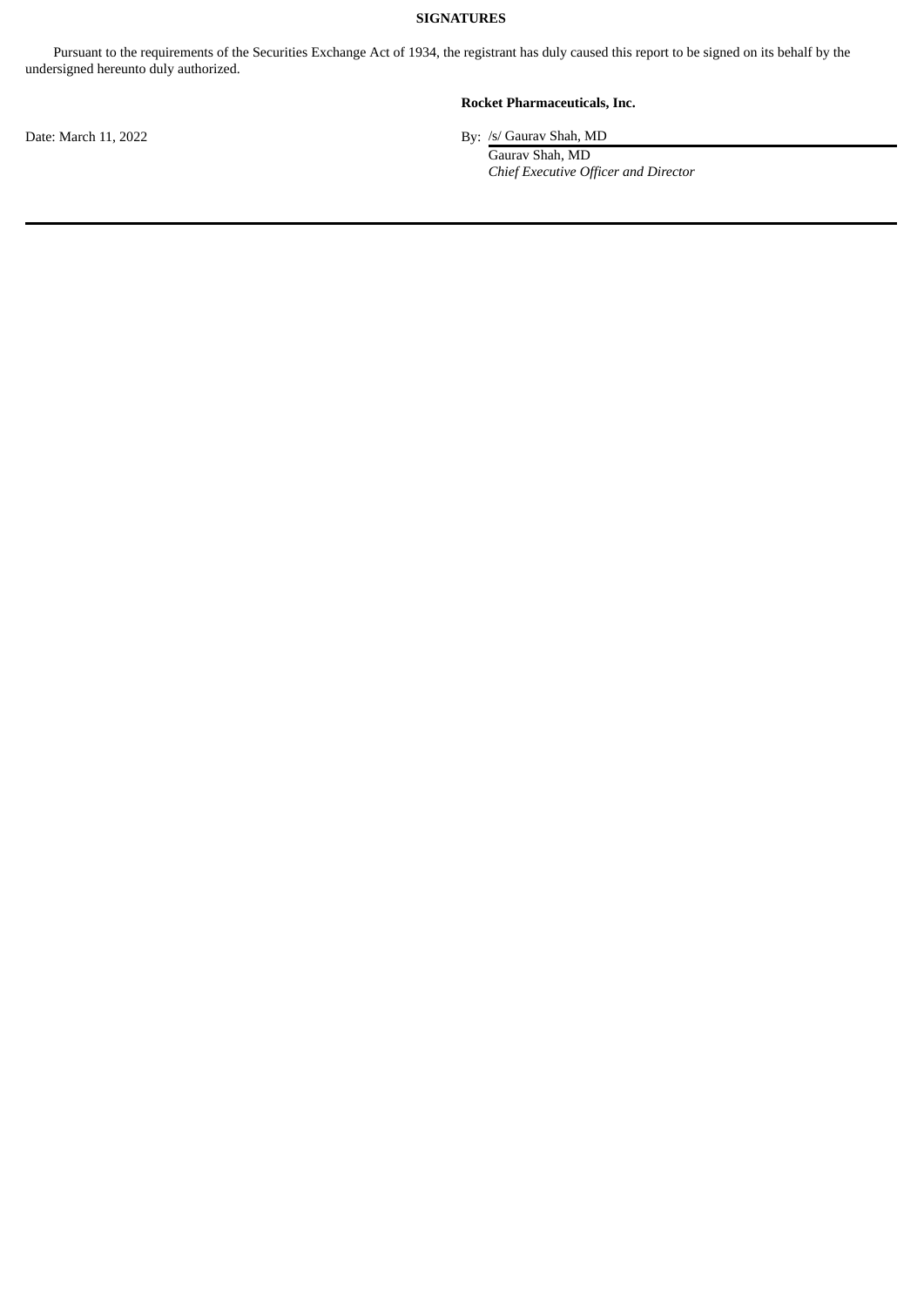**SIGNATURES**

Pursuant to the requirements of the Securities Exchange Act of 1934, the registrant has duly caused this report to be signed on its behalf by the undersigned hereunto duly authorized.

**Rocket Pharmaceuticals, Inc.**

Date: March 11, 2022

By: /s/ Gaurav Shah, MD

Gaurav Shah, MD

*Chief Executive Officer and Director*